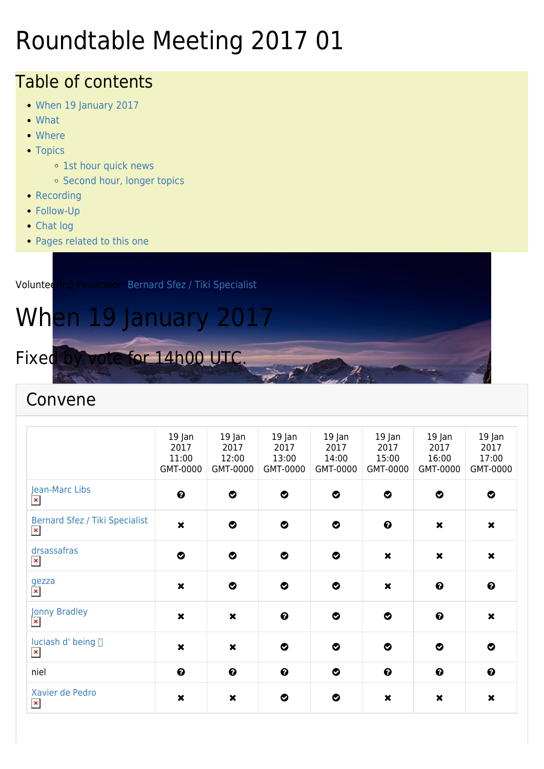# Roundtable Meeting 2017 01

## Table of contents

- When 19 January 2017
- What
- Where
- Topics
  - 1st hour quick news
  - Second hour, longer topics
- Recording
- Follow-Up
- Chat log
- Pages related to this one

Volunteering Facilitator: Bernard Sfez / Tiki Specialist

# When 19 January 2017

### Fixed by vote for 14h00 UTC.

## Convene

| | 19 Jan 2017 11:00 GMT-0000 | 19 Jan 2017 12:00 GMT-0000 | 19 Jan 2017 13:00 GMT-0000 | 19 Jan 2017 14:00 GMT-0000 | 19 Jan 2017 15:00 GMT-0000 | 19 Jan 2017 16:00 GMT-0000 | 19 Jan 2017 17:00 GMT-0000 |
|---|---|---|---|---|---|---|---|
| Jean-Marc Libs | ? | ✔ | ✔ | ✔ | ✔ | ✔ | ✔ |
| Bernard Sfez / Tiki Specialist | ✖ | ✔ | ✔ | ✔ | ? | ✖ | ✖ |
| drsassafras | ✔ | ✔ | ✔ | ✔ | ✖ | ✖ | ✖ |
| gezza | ✖ | ✔ | ✔ | ✔ | ✖ | ? | ? |
| Jonny Bradley | ✖ | ✖ | ? | ✔ | ✔ | ? | ✖ |
| luciash d' being | ✖ | ✖ | ✔ | ✔ | ✔ | ✔ | ✔ |
| niel | ? | ? | ? | ✔ | ? | ? | ? |
| Xavier de Pedro | ✖ | ✖ | ✔ | ✔ | ✖ | ✖ | ✖ |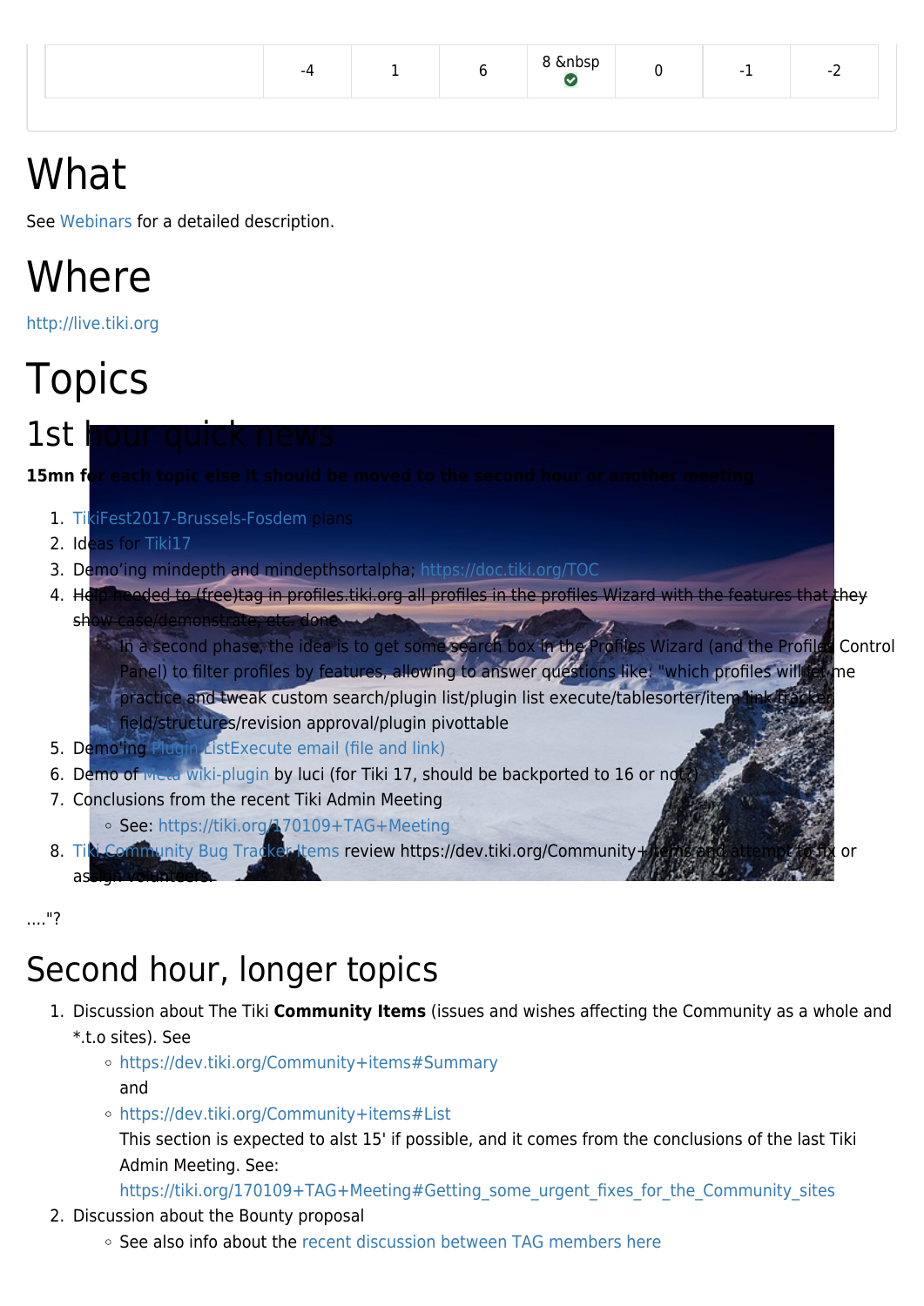| | -4 | 1 | 6 | 8 &nbsp ✔ | 0 | -1 | -2 |
|---|---|---|---|---|---|---|---|

# What

See Webinars for a detailed description.

# Where

http://live.tiki.org

# Topics

## 1st hour quick news

**15mn for each topic else it should be moved to the second hour or another meeting**

1. TikiFest2017-Brussels-Fosdem plans
2. Ideas for Tiki17
3. Demo'ing mindepth and mindepthsortalpha; https://doc.tiki.org/TOC
4. ~~Help needed to (free)tag in profiles.tiki.org all profiles in the profiles Wizard with the features that they show case/demonstrate, etc. done~~
    - In a second phase, the idea is to get some search box in the Profiles Wizard (and the Profiles Control Panel) to filter profiles by features, allowing to answer questions like: "which profiles will let me practice and tweak custom search/plugin list/plugin list execute/tablesorter/item link tracker field/structures/revision approval/plugin pivottable
5. Demo'ing Plugin ListExecute email (file and link)
6. Demo of Meta wiki-plugin by luci (for Tiki 17, should be backported to 16 or not?)
7. Conclusions from the recent Tiki Admin Meeting
    - See: https://tiki.org/170109+TAG+Meeting
8. ~~Tiki Community Bug Tracker Items review https://dev.tiki.org/Community+Items and attempt to fix or assign volunteers.~~

...."?

## Second hour, longer topics

1. Discussion about The Tiki **Community Items** (issues and wishes affecting the Community as a whole and *.t.o sites). See
    - https://dev.tiki.org/Community+items#Summary
      and
    - https://dev.tiki.org/Community+items#List
      This section is expected to alst 15' if possible, and it comes from the conclusions of the last Tiki Admin Meeting. See: https://tiki.org/170109+TAG+Meeting#Getting_some_urgent_fixes_for_the_Community_sites
2. Discussion about the Bounty proposal
    - See also info about the recent discussion between TAG members here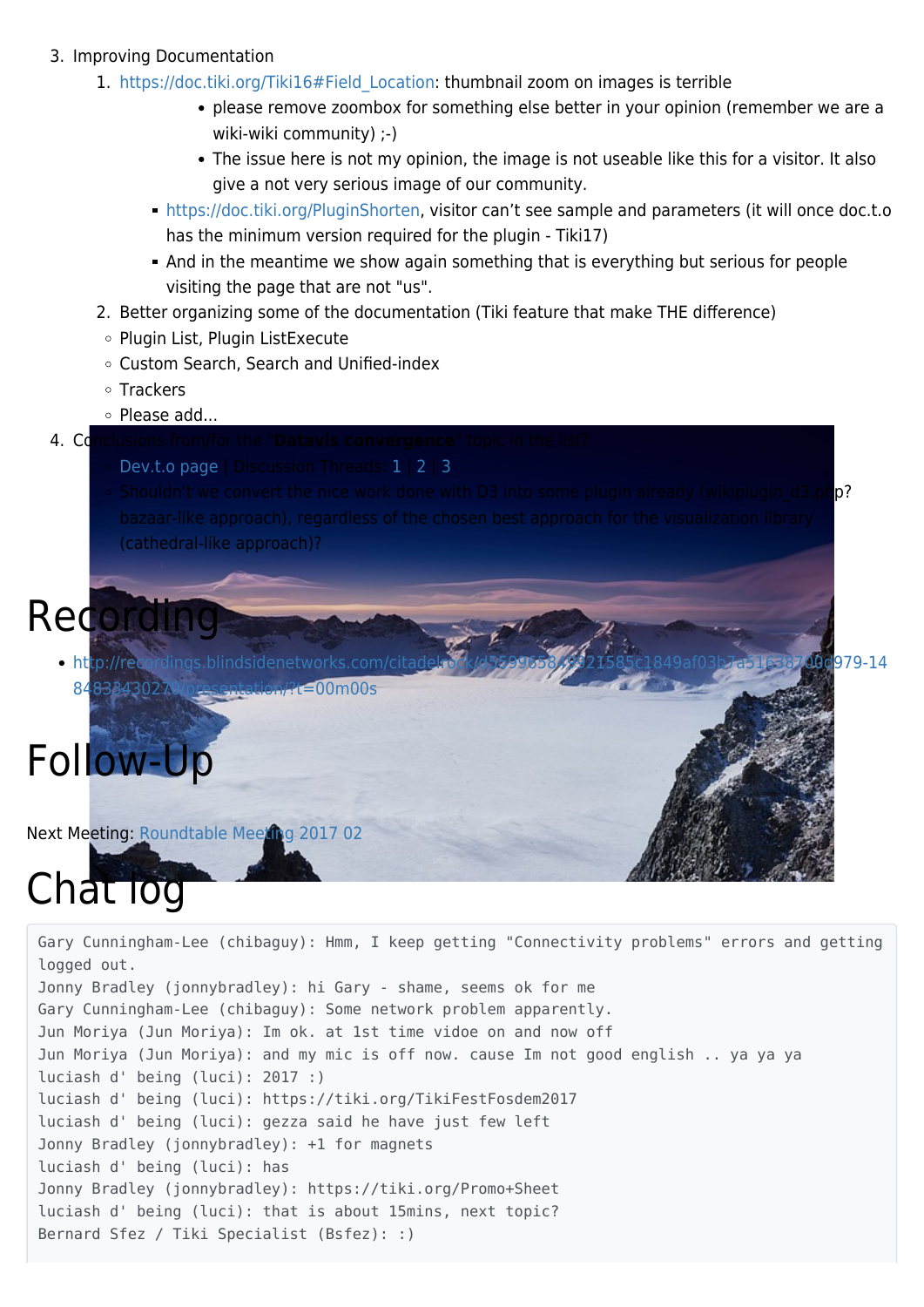3. Improving Documentation
    1. https://doc.tiki.org/Tiki16#Field_Location: thumbnail zoom on images is terrible
        - please remove zoombox for something else better in your opinion (remember we are a wiki-wiki community) ;-)
        - The issue here is not my opinion, the image is not useable like this for a visitor. It also give a not very serious image of our community.
        - https://doc.tiki.org/PluginShorten, visitor can't see sample and parameters (it will once doc.t.o has the minimum version required for the plugin - Tiki17)
        - And in the meantime we show again something that is everything but serious for people visiting the page that are not "us".
    2. Better organizing some of the documentation (Tiki feature that make THE difference)
        - Plugin List, Plugin ListExecute
        - Custom Search, Search and Unified-index
        - Trackers
        - Please add...
4. Conclusions from/for the "**Datavis convergence**" topic in the list?
    - Dev.t.o page | Discussion Threads: 1 | 2 | 3
    - Shouldn't we convert the nice work done with D3 into some plugin already (wikiplugin_d3.php? bazaar-like approach), regardless of the chosen best approach for the visualization library (cathedral-like approach)?

# Recording

- http://recordings.blindsidenetworks.com/citadelrock/d55996584f921585c1849af03b7a51638700d979-1484834302790/presentation/?t=00m00s

# Follow-Up

Next Meeting: Roundtable Meeting 2017 02

# Chat log

```
Gary Cunningham-Lee (chibaguy): Hmm, I keep getting "Connectivity problems" errors and getting logged out.
Jonny Bradley (jonnybradley): hi Gary - shame, seems ok for me
Gary Cunningham-Lee (chibaguy): Some network problem apparently.
Jun Moriya (Jun Moriya): Im ok. at 1st time vidoe on and now off
Jun Moriya (Jun Moriya): and my mic is off now. cause Im not good english .. ya ya ya
luciash d' being (luci): 2017 :)
luciash d' being (luci): https://tiki.org/TikiFestFosdem2017
luciash d' being (luci): gezza said he have just few left
Jonny Bradley (jonnybradley): +1 for magnets
luciash d' being (luci): has
Jonny Bradley (jonnybradley): https://tiki.org/Promo+Sheet
luciash d' being (luci): that is about 15mins, next topic?
Bernard Sfez / Tiki Specialist (Bsfez): :)
```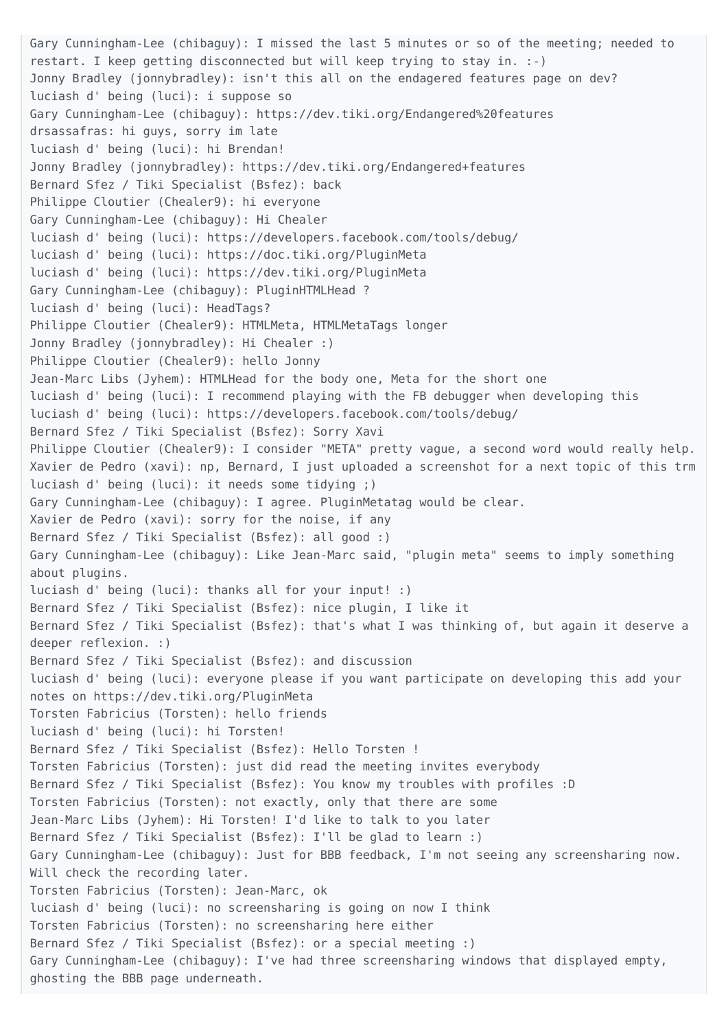```
Gary Cunningham-Lee (chibaguy): I missed the last 5 minutes or so of the meeting; needed to restart. I keep getting disconnected but will keep trying to stay in. :-)
Jonny Bradley (jonnybradley): isn't this all on the endagered features page on dev?
luciash d' being (luci): i suppose so
Gary Cunningham-Lee (chibaguy): https://dev.tiki.org/Endangered%20features
drsassafras: hi guys, sorry im late
luciash d' being (luci): hi Brendan!
Jonny Bradley (jonnybradley): https://dev.tiki.org/Endangered+features
Bernard Sfez / Tiki Specialist (Bsfez): back
Philippe Cloutier (Chealer9): hi everyone
Gary Cunningham-Lee (chibaguy): Hi Chealer
luciash d' being (luci): https://developers.facebook.com/tools/debug/
luciash d' being (luci): https://doc.tiki.org/PluginMeta
luciash d' being (luci): https://dev.tiki.org/PluginMeta
Gary Cunningham-Lee (chibaguy): PluginHTMLHead ?
luciash d' being (luci): HeadTags?
Philippe Cloutier (Chealer9): HTMLMeta, HTMLMetaTags longer
Jonny Bradley (jonnybradley): Hi Chealer :)
Philippe Cloutier (Chealer9): hello Jonny
Jean-Marc Libs (Jyhem): HTMLHead for the body one, Meta for the short one
luciash d' being (luci): I recommend playing with the FB debugger when developing this
luciash d' being (luci): https://developers.facebook.com/tools/debug/
Bernard Sfez / Tiki Specialist (Bsfez): Sorry Xavi
Philippe Cloutier (Chealer9): I consider "META" pretty vague, a second word would really help.
Xavier de Pedro (xavi): np, Bernard, I just uploaded a screenshot for a next topic of this trm
luciash d' being (luci): it needs some tidying ;)
Gary Cunningham-Lee (chibaguy): I agree. PluginMetatag would be clear.
Xavier de Pedro (xavi): sorry for the noise, if any
Bernard Sfez / Tiki Specialist (Bsfez): all good :)
Gary Cunningham-Lee (chibaguy): Like Jean-Marc said, "plugin meta" seems to imply something about plugins.
luciash d' being (luci): thanks all for your input! :)
Bernard Sfez / Tiki Specialist (Bsfez): nice plugin, I like it
Bernard Sfez / Tiki Specialist (Bsfez): that's what I was thinking of, but again it deserve a deeper reflexion. :)
Bernard Sfez / Tiki Specialist (Bsfez): and discussion
luciash d' being (luci): everyone please if you want participate on developing this add your notes on https://dev.tiki.org/PluginMeta
Torsten Fabricius (Torsten): hello friends
luciash d' being (luci): hi Torsten!
Bernard Sfez / Tiki Specialist (Bsfez): Hello Torsten !
Torsten Fabricius (Torsten): just did read the meeting invites everybody
Bernard Sfez / Tiki Specialist (Bsfez): You know my troubles with profiles :D
Torsten Fabricius (Torsten): not exactly, only that there are some
Jean-Marc Libs (Jyhem): Hi Torsten! I'd like to talk to you later
Bernard Sfez / Tiki Specialist (Bsfez): I'll be glad to learn :)
Gary Cunningham-Lee (chibaguy): Just for BBB feedback, I'm not seeing any screensharing now. Will check the recording later.
Torsten Fabricius (Torsten): Jean-Marc, ok
luciash d' being (luci): no screensharing is going on now I think
Torsten Fabricius (Torsten): no screensharing here either
Bernard Sfez / Tiki Specialist (Bsfez): or a special meeting :)
Gary Cunningham-Lee (chibaguy): I've had three screensharing windows that displayed empty, ghosting the BBB page underneath.
```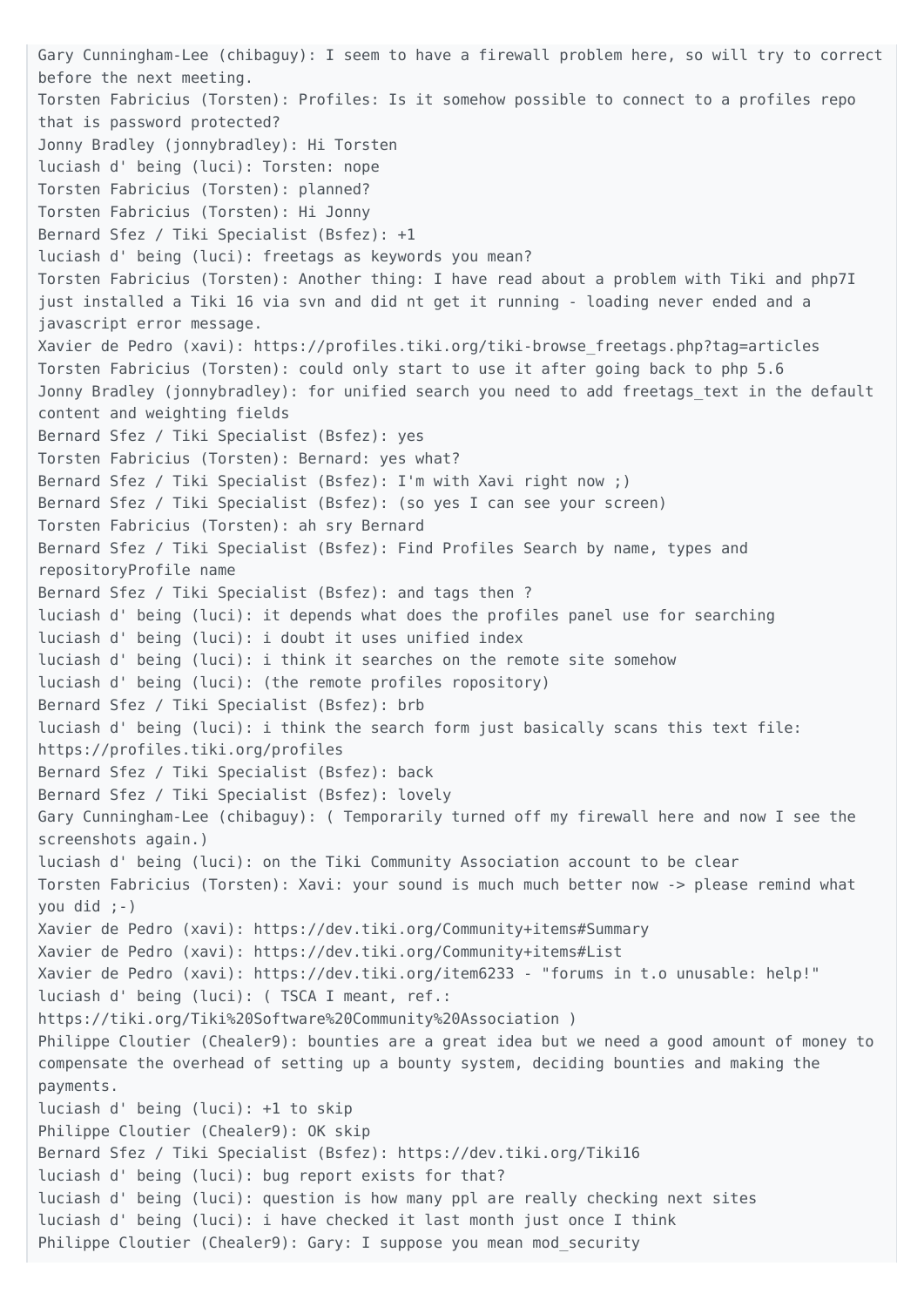```
Gary Cunningham-Lee (chibaguy): I seem to have a firewall problem here, so will try to correct before the next meeting.
Torsten Fabricius (Torsten): Profiles: Is it somehow possible to connect to a profiles repo that is password protected?
Jonny Bradley (jonnybradley): Hi Torsten
luciash d' being (luci): Torsten: nope
Torsten Fabricius (Torsten): planned?
Torsten Fabricius (Torsten): Hi Jonny
Bernard Sfez / Tiki Specialist (Bsfez): +1
luciash d' being (luci): freetags as keywords you mean?
Torsten Fabricius (Torsten): Another thing: I have read about a problem with Tiki and php7I just installed a Tiki 16 via svn and did nt get it running - loading never ended and a javascript error message.
Xavier de Pedro (xavi): https://profiles.tiki.org/tiki-browse_freetags.php?tag=articles
Torsten Fabricius (Torsten): could only start to use it after going back to php 5.6
Jonny Bradley (jonnybradley): for unified search you need to add freetags_text in the default content and weighting fields
Bernard Sfez / Tiki Specialist (Bsfez): yes
Torsten Fabricius (Torsten): Bernard: yes what?
Bernard Sfez / Tiki Specialist (Bsfez): I'm with Xavi right now ;)
Bernard Sfez / Tiki Specialist (Bsfez): (so yes I can see your screen)
Torsten Fabricius (Torsten): ah sry Bernard
Bernard Sfez / Tiki Specialist (Bsfez): Find Profiles Search by name, types and repositoryProfile name
Bernard Sfez / Tiki Specialist (Bsfez): and tags then ?
luciash d' being (luci): it depends what does the profiles panel use for searching
luciash d' being (luci): i doubt it uses unified index
luciash d' being (luci): i think it searches on the remote site somehow
luciash d' being (luci): (the remote profiles ropository)
Bernard Sfez / Tiki Specialist (Bsfez): brb
luciash d' being (luci): i think the search form just basically scans this text file: https://profiles.tiki.org/profiles
Bernard Sfez / Tiki Specialist (Bsfez): back
Bernard Sfez / Tiki Specialist (Bsfez): lovely
Gary Cunningham-Lee (chibaguy): ( Temporarily turned off my firewall here and now I see the screenshots again.)
luciash d' being (luci): on the Tiki Community Association account to be clear
Torsten Fabricius (Torsten): Xavi: your sound is much much better now -> please remind what you did ;-)
Xavier de Pedro (xavi): https://dev.tiki.org/Community+items#Summary
Xavier de Pedro (xavi): https://dev.tiki.org/Community+items#List
Xavier de Pedro (xavi): https://dev.tiki.org/item6233 - "forums in t.o unusable: help!"
luciash d' being (luci): ( TSCA I meant, ref.: https://tiki.org/Tiki%20Software%20Community%20Association )
Philippe Cloutier (Chealer9): bounties are a great idea but we need a good amount of money to compensate the overhead of setting up a bounty system, deciding bounties and making the payments.
luciash d' being (luci): +1 to skip
Philippe Cloutier (Chealer9): OK skip
Bernard Sfez / Tiki Specialist (Bsfez): https://dev.tiki.org/Tiki16
luciash d' being (luci): bug report exists for that?
luciash d' being (luci): question is how many ppl are really checking next sites
luciash d' being (luci): i have checked it last month just once I think
Philippe Cloutier (Chealer9): Gary: I suppose you mean mod_security
```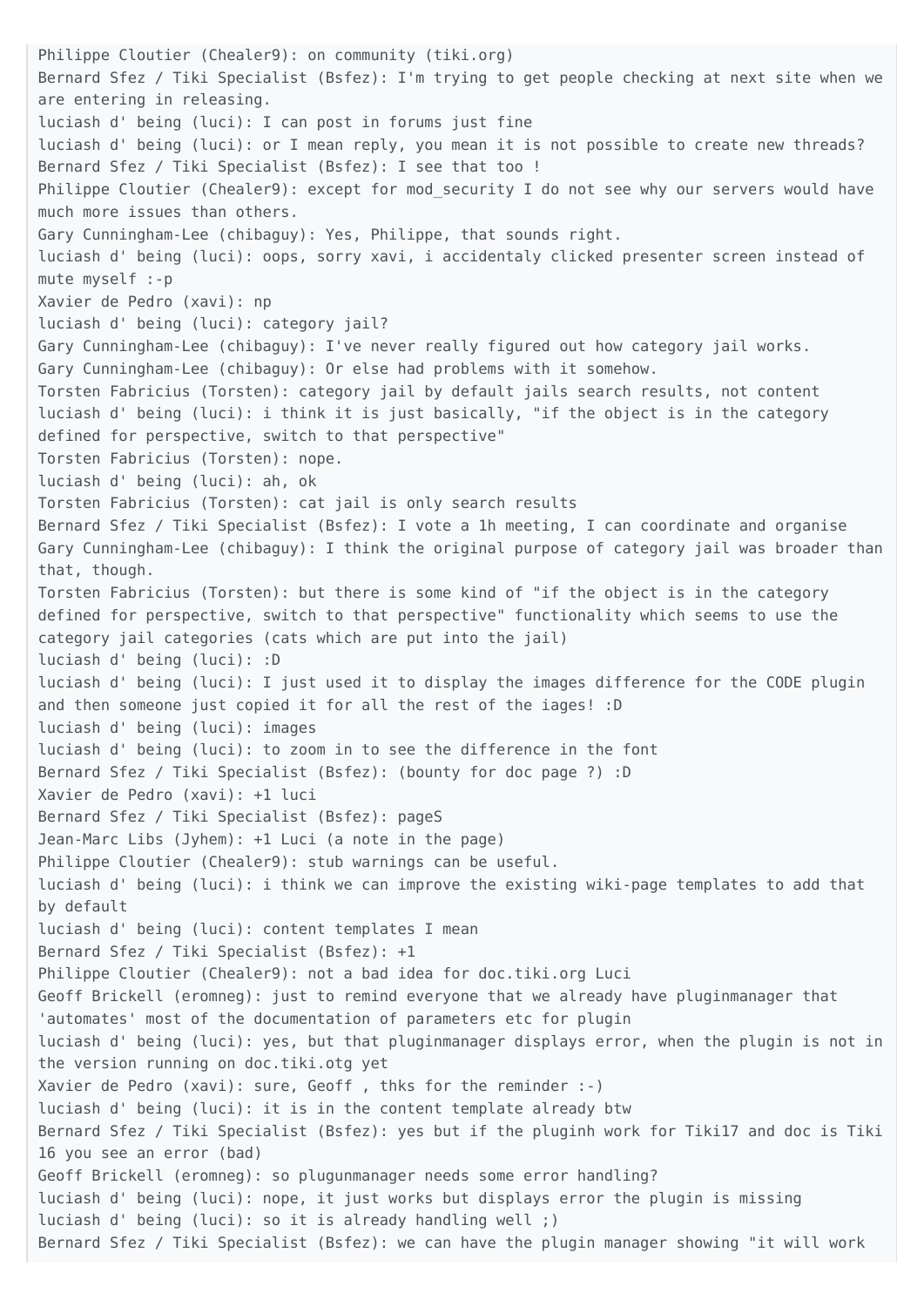```
Philippe Cloutier (Chealer9): on community (tiki.org)
Bernard Sfez / Tiki Specialist (Bsfez): I'm trying to get people checking at next site when we are entering in releasing.
luciash d' being (luci): I can post in forums just fine
luciash d' being (luci): or I mean reply, you mean it is not possible to create new threads?
Bernard Sfez / Tiki Specialist (Bsfez): I see that too !
Philippe Cloutier (Chealer9): except for mod_security I do not see why our servers would have much more issues than others.
Gary Cunningham-Lee (chibaguy): Yes, Philippe, that sounds right.
luciash d' being (luci): oops, sorry xavi, i accidentaly clicked presenter screen instead of mute myself :-p
Xavier de Pedro (xavi): np
luciash d' being (luci): category jail?
Gary Cunningham-Lee (chibaguy): I've never really figured out how category jail works.
Gary Cunningham-Lee (chibaguy): Or else had problems with it somehow.
Torsten Fabricius (Torsten): category jail by default jails search results, not content
luciash d' being (luci): i think it is just basically, "if the object is in the category defined for perspective, switch to that perspective"
Torsten Fabricius (Torsten): nope.
luciash d' being (luci): ah, ok
Torsten Fabricius (Torsten): cat jail is only search results
Bernard Sfez / Tiki Specialist (Bsfez): I vote a 1h meeting, I can coordinate and organise
Gary Cunningham-Lee (chibaguy): I think the original purpose of category jail was broader than that, though.
Torsten Fabricius (Torsten): but there is some kind of "if the object is in the category defined for perspective, switch to that perspective" functionality which seems to use the category jail categories (cats which are put into the jail)
luciash d' being (luci): :D
luciash d' being (luci): I just used it to display the images difference for the CODE plugin and then someone just copied it for all the rest of the iages! :D
luciash d' being (luci): images
luciash d' being (luci): to zoom in to see the difference in the font
Bernard Sfez / Tiki Specialist (Bsfez): (bounty for doc page ?) :D
Xavier de Pedro (xavi): +1 luci
Bernard Sfez / Tiki Specialist (Bsfez): pageS
Jean-Marc Libs (Jyhem): +1 Luci (a note in the page)
Philippe Cloutier (Chealer9): stub warnings can be useful.
luciash d' being (luci): i think we can improve the existing wiki-page templates to add that by default
luciash d' being (luci): content templates I mean
Bernard Sfez / Tiki Specialist (Bsfez): +1
Philippe Cloutier (Chealer9): not a bad idea for doc.tiki.org Luci
Geoff Brickell (eromneg): just to remind everyone that we already have pluginmanager that 'automates' most of the documentation of parameters etc for plugin
luciash d' being (luci): yes, but that pluginmanager displays error, when the plugin is not in the version running on doc.tiki.otg yet
Xavier de Pedro (xavi): sure, Geoff , thks for the reminder :-)
luciash d' being (luci): it is in the content template already btw
Bernard Sfez / Tiki Specialist (Bsfez): yes but if the pluginh work for Tiki17 and doc is Tiki 16 you see an error (bad)
Geoff Brickell (eromneg): so plugunmanager needs some error handling?
luciash d' being (luci): nope, it just works but displays error the plugin is missing
luciash d' being (luci): so it is already handling well ;)
Bernard Sfez / Tiki Specialist (Bsfez): we can have the plugin manager showing "it will work
```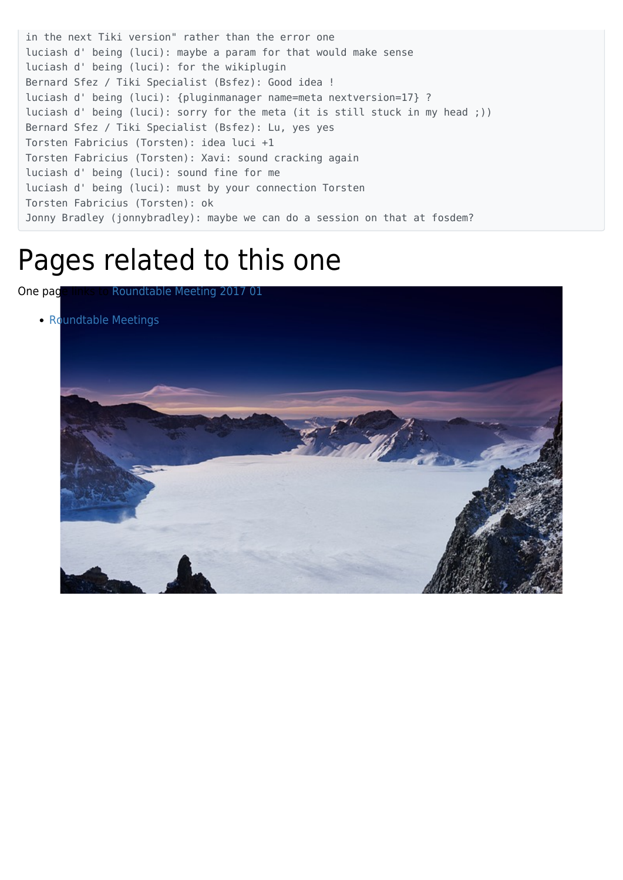```
in the next Tiki version" rather than the error one
luciash d' being (luci): maybe a param for that would make sense
luciash d' being (luci): for the wikiplugin
Bernard Sfez / Tiki Specialist (Bsfez): Good idea !
luciash d' being (luci): {pluginmanager name=meta nextversion=17} ?
luciash d' being (luci): sorry for the meta (it is still stuck in my head ;))
Bernard Sfez / Tiki Specialist (Bsfez): Lu, yes yes
Torsten Fabricius (Torsten): idea luci +1
Torsten Fabricius (Torsten): Xavi: sound cracking again
luciash d' being (luci): sound fine for me
luciash d' being (luci): must by your connection Torsten
Torsten Fabricius (Torsten): ok
Jonny Bradley (jonnybradley): maybe we can do a session on that at fosdem?
```

# Pages related to this one

One page links to Roundtable Meeting 2017 01

- Roundtable Meetings